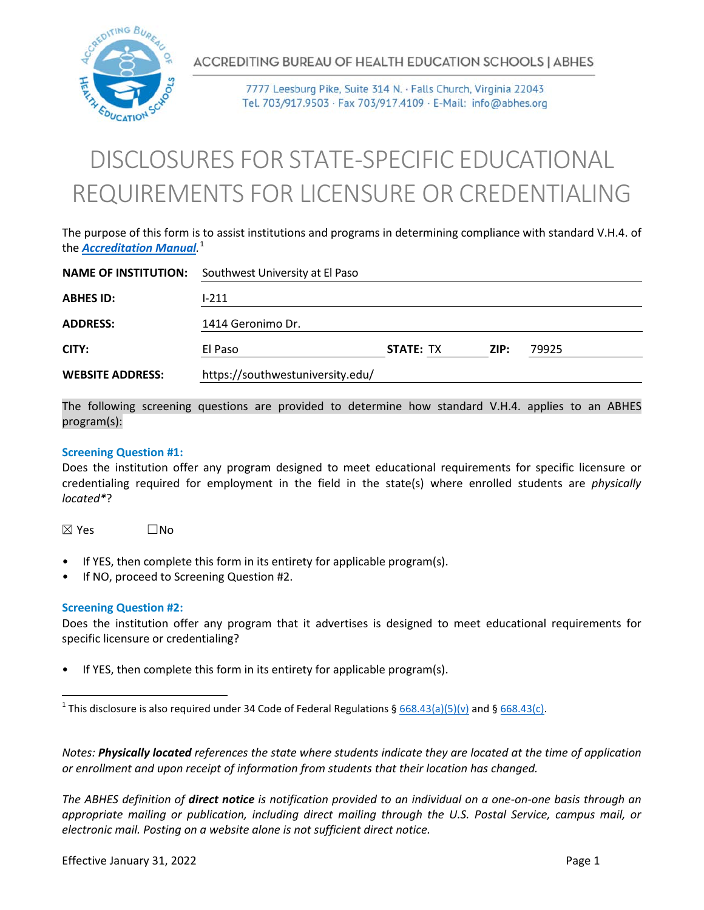ACCREDITING BUREAU OF HEALTH EDUCATION SCHOOLS | ABHES

7777 Leesburg Pike, Suite 314 N. · Falls Church, Virginia 22043
Tel. 703/917.9503 · Fax 703/917.4109 · E-Mail: info@abhes.org

# DISCLOSURES FOR STATE-SPECIFIC EDUCATIONAL REQUIREMENTS FOR LICENSURE OR CREDENTIALING

The purpose of this form is to assist institutions and programs in determining compliance with standard V.H.4. of the ***Accreditation Manual***.[1]

| | |
|---|---|
| **NAME OF INSTITUTION:** | Southwest University at El Paso |
| **ABHES ID:** | I-211 |
| **ADDRESS:** | 1414 Geronimo Dr. |
| **CITY:** | El Paso  **STATE:** TX  **ZIP:** 79925 |
| **WEBSITE ADDRESS:** | https://southwestuniversity.edu/ |

The following screening questions are provided to determine how standard V.H.4. applies to an ABHES program(s):

### Screening Question #1:

Does the institution offer any program designed to meet educational requirements for specific licensure or credentialing required for employment in the field in the state(s) where enrolled students are *physically located*\*?

☒ Yes ☐No

- If YES, then complete this form in its entirety for applicable program(s).
- If NO, proceed to Screening Question #2.

### Screening Question #2:

Does the institution offer any program that it advertises is designed to meet educational requirements for specific licensure or credentialing?

- If YES, then complete this form in its entirety for applicable program(s).

[1] This disclosure is also required under 34 Code of Federal Regulations § 668.43(a)(5)(v) and § 668.43(c).

*Notes: **Physically located** references the state where students indicate they are located at the time of application or enrollment and upon receipt of information from students that their location has changed.*

*The ABHES definition of **direct notice** is notification provided to an individual on a one-on-one basis through an appropriate mailing or publication, including direct mailing through the U.S. Postal Service, campus mail, or electronic mail. Posting on a website alone is not sufficient direct notice.*

Effective January 31, 2022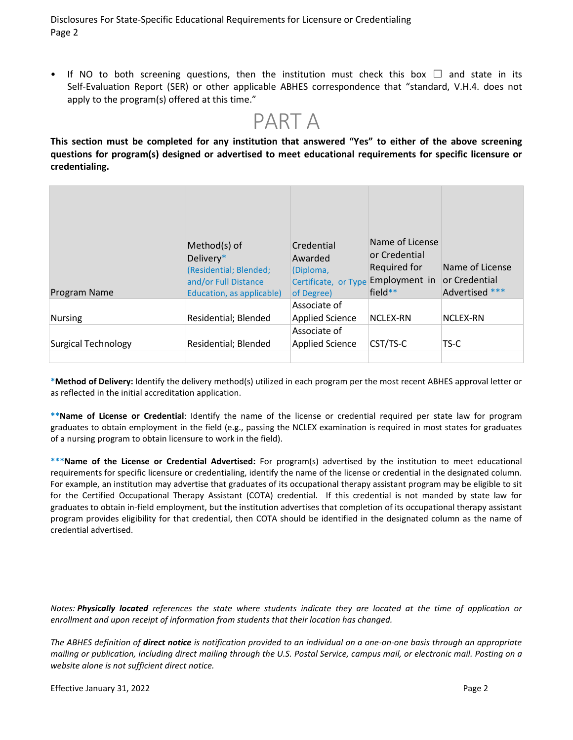- If NO to both screening questions, then the institution must check this box ☐ and state in its Self-Evaluation Report (SER) or other applicable ABHES correspondence that "standard, V.H.4. does not apply to the program(s) offered at this time."

# PART A

**This section must be completed for any institution that answered "Yes" to either of the above screening questions for program(s) designed or advertised to meet educational requirements for specific licensure or credentialing.**

| Program Name | Method(s) of Delivery* (Residential; Blended; and/or Full Distance Education, as applicable) | Credential Awarded (Diploma, Certificate, or Type of Degree) | Name of License or Credential Required for Employment in field** | Name of License or Credential Advertised *** |
|---|---|---|---|---|
| Nursing | Residential; Blended | Associate of Applied Science | NCLEX-RN | NCLEX-RN |
| Surgical Technology | Residential; Blended | Associate of Applied Science | CST/TS-C | TS-C |
| | | | | |

***Method of Delivery:** Identify the delivery method(s) utilized in each program per the most recent ABHES approval letter or as reflected in the initial accreditation application.

****Name of License or Credential**: Identify the name of the license or credential required per state law for program graduates to obtain employment in the field (e.g., passing the NCLEX examination is required in most states for graduates of a nursing program to obtain licensure to work in the field).

*****Name of the License or Credential Advertised:** For program(s) advertised by the institution to meet educational requirements for specific licensure or credentialing, identify the name of the license or credential in the designated column. For example, an institution may advertise that graduates of its occupational therapy assistant program may be eligible to sit for the Certified Occupational Therapy Assistant (COTA) credential. If this credential is not manded by state law for graduates to obtain in-field employment, but the institution advertises that completion of its occupational therapy assistant program provides eligibility for that credential, then COTA should be identified in the designated column as the name of credential advertised.

*Notes: **Physically located** references the state where students indicate they are located at the time of application or enrollment and upon receipt of information from students that their location has changed.*

*The ABHES definition of **direct notice** is notification provided to an individual on a one-on-one basis through an appropriate mailing or publication, including direct mailing through the U.S. Postal Service, campus mail, or electronic mail. Posting on a website alone is not sufficient direct notice.*

Effective January 31, 2022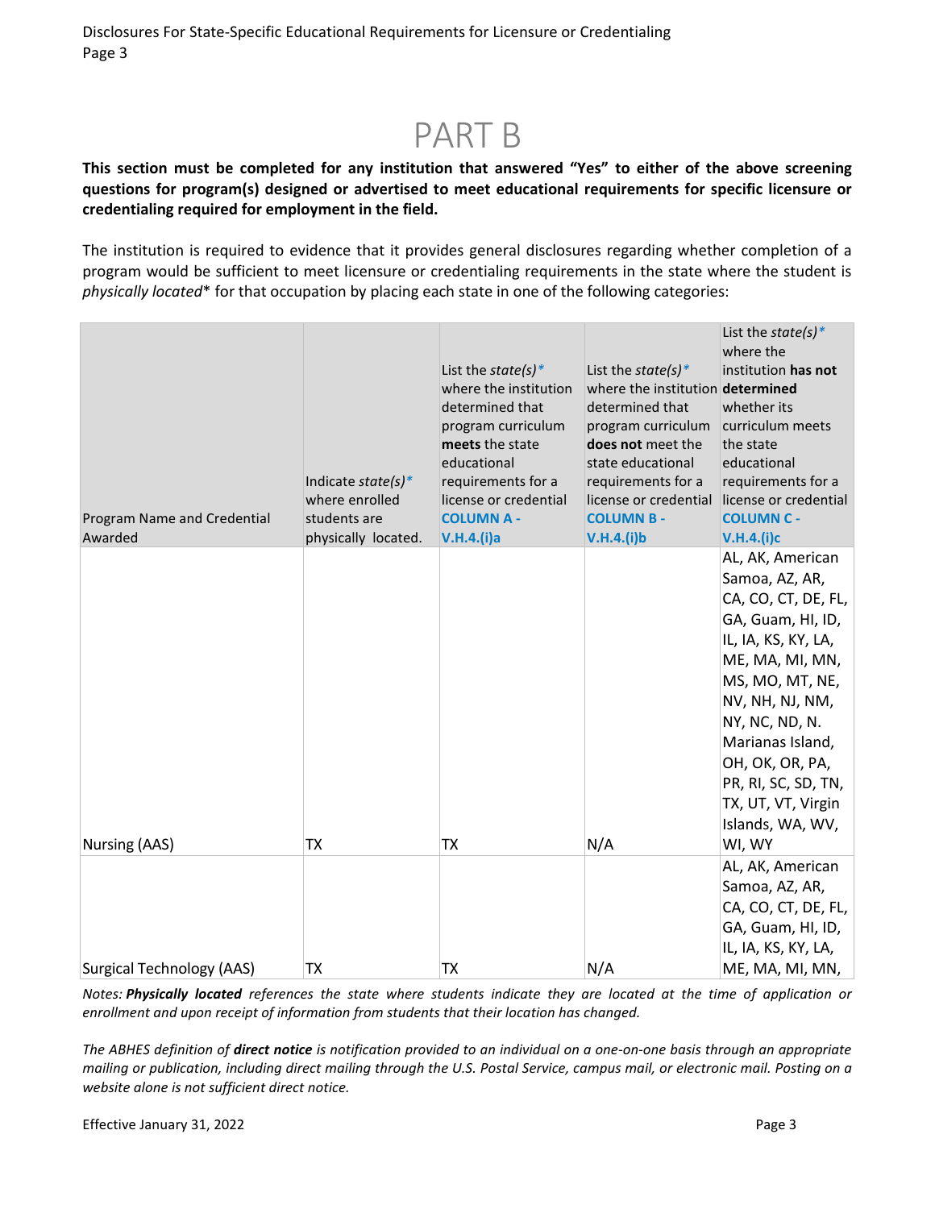# PART B

**This section must be completed for any institution that answered "Yes" to either of the above screening questions for program(s) designed or advertised to meet educational requirements for specific licensure or credentialing required for employment in the field.**

The institution is required to evidence that it provides general disclosures regarding whether completion of a program would be sufficient to meet licensure or credentialing requirements in the state where the student is *physically located** for that occupation by placing each state in one of the following categories:

| Program Name and Credential Awarded | Indicate *state(s)** where enrolled students are physically located. | List the *state(s)** where the institution determined that program curriculum **meets** the state educational requirements for a license or credential **COLUMN A - V.H.4.(i)a** | List the *state(s)** where the institution determined that program curriculum **does not** meet the state educational requirements for a license or credential **COLUMN B - V.H.4.(i)b** | List the *state(s)** where the institution **has not determined** whether its curriculum meets the state educational requirements for a license or credential **COLUMN C - V.H.4.(i)c** |
|---|---|---|---|---|
| Nursing (AAS) | TX | TX | N/A | AL, AK, American Samoa, AZ, AR, CA, CO, CT, DE, FL, GA, Guam, HI, ID, IL, IA, KS, KY, LA, ME, MA, MI, MN, MS, MO, MT, NE, NV, NH, NJ, NM, NY, NC, ND, N. Marianas Island, OH, OK, OR, PA, PR, RI, SC, SD, TN, TX, UT, VT, Virgin Islands, WA, WV, WI, WY |
| Surgical Technology (AAS) | TX | TX | N/A | AL, AK, American Samoa, AZ, AR, CA, CO, CT, DE, FL, GA, Guam, HI, ID, IL, IA, KS, KY, LA, ME, MA, MI, MN, |

*Notes:* ***Physically located*** *references the state where students indicate they are located at the time of application or enrollment and upon receipt of information from students that their location has changed.*

*The ABHES definition of* ***direct notice*** *is notification provided to an individual on a one-on-one basis through an appropriate mailing or publication, including direct mailing through the U.S. Postal Service, campus mail, or electronic mail. Posting on a website alone is not sufficient direct notice.*

Effective January 31, 2022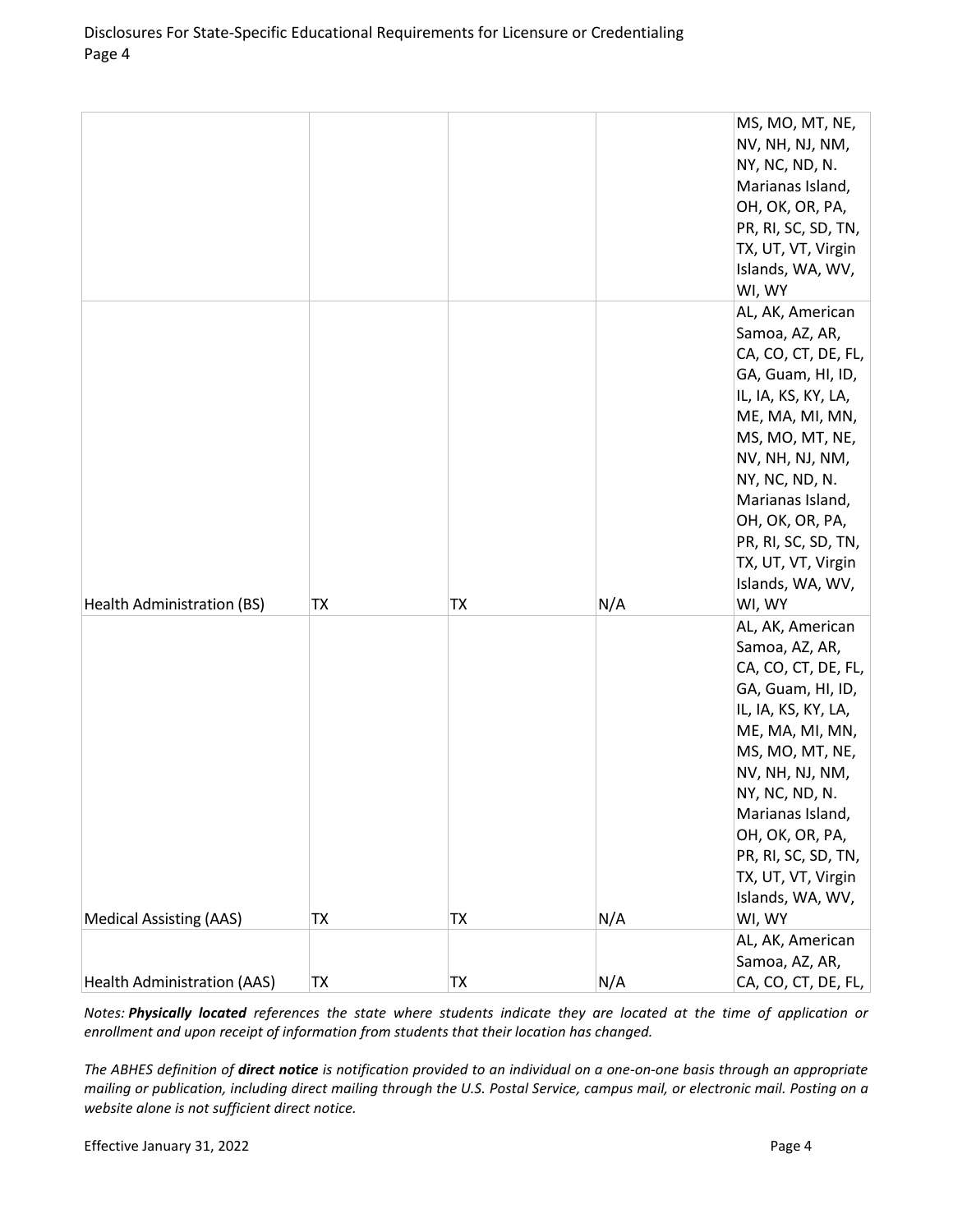| | | | | |
|---|---|---|---|---|
| | | | | MS, MO, MT, NE, NV, NH, NJ, NM, NY, NC, ND, N. Marianas Island, OH, OK, OR, PA, PR, RI, SC, SD, TN, TX, UT, VT, Virgin Islands, WA, WV, WI, WY |
| Health Administration (BS) | TX | TX | N/A | AL, AK, American Samoa, AZ, AR, CA, CO, CT, DE, FL, GA, Guam, HI, ID, IL, IA, KS, KY, LA, ME, MA, MI, MN, MS, MO, MT, NE, NV, NH, NJ, NM, NY, NC, ND, N. Marianas Island, OH, OK, OR, PA, PR, RI, SC, SD, TN, TX, UT, VT, Virgin Islands, WA, WV, WI, WY |
| Medical Assisting (AAS) | TX | TX | N/A | AL, AK, American Samoa, AZ, AR, CA, CO, CT, DE, FL, GA, Guam, HI, ID, IL, IA, KS, KY, LA, ME, MA, MI, MN, MS, MO, MT, NE, NV, NH, NJ, NM, NY, NC, ND, N. Marianas Island, OH, OK, OR, PA, PR, RI, SC, SD, TN, TX, UT, VT, Virgin Islands, WA, WV, WI, WY |
| Health Administration (AAS) | TX | TX | N/A | AL, AK, American Samoa, AZ, AR, CA, CO, CT, DE, FL, |

*Notes: **Physically located** references the state where students indicate they are located at the time of application or enrollment and upon receipt of information from students that their location has changed.*

*The ABHES definition of **direct notice** is notification provided to an individual on a one-on-one basis through an appropriate mailing or publication, including direct mailing through the U.S. Postal Service, campus mail, or electronic mail. Posting on a website alone is not sufficient direct notice.*

Effective January 31, 2022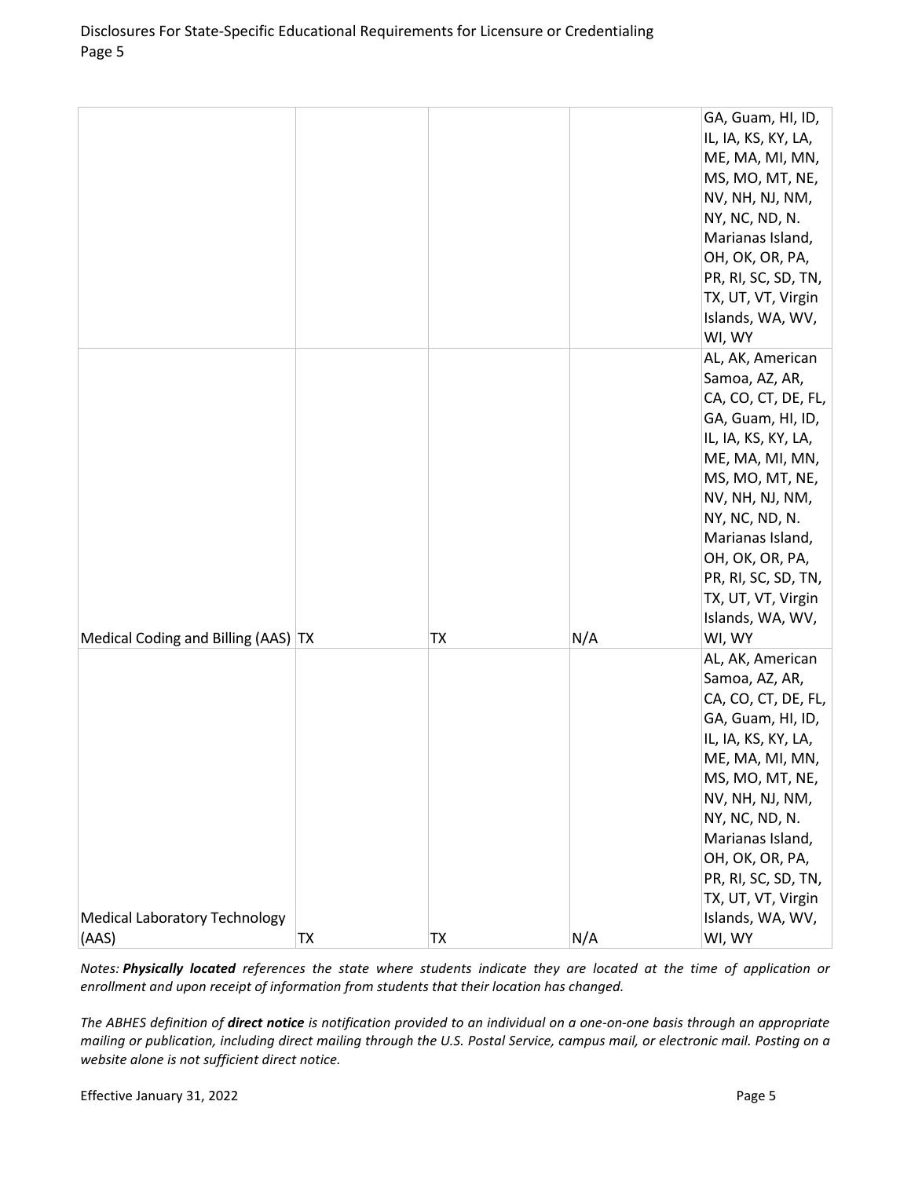| | | | | |
|---|---|---|---|---|
| | | | | GA, Guam, HI, ID, IL, IA, KS, KY, LA, ME, MA, MI, MN, MS, MO, MT, NE, NV, NH, NJ, NM, NY, NC, ND, N. Marianas Island, OH, OK, OR, PA, PR, RI, SC, SD, TN, TX, UT, VT, Virgin Islands, WA, WV, WI, WY |
| Medical Coding and Billing (AAS) | TX | TX | N/A | AL, AK, American Samoa, AZ, AR, CA, CO, CT, DE, FL, GA, Guam, HI, ID, IL, IA, KS, KY, LA, ME, MA, MI, MN, MS, MO, MT, NE, NV, NH, NJ, NM, NY, NC, ND, N. Marianas Island, OH, OK, OR, PA, PR, RI, SC, SD, TN, TX, UT, VT, Virgin Islands, WA, WV, WI, WY |
| Medical Laboratory Technology (AAS) | TX | TX | N/A | AL, AK, American Samoa, AZ, AR, CA, CO, CT, DE, FL, GA, Guam, HI, ID, IL, IA, KS, KY, LA, ME, MA, MI, MN, MS, MO, MT, NE, NV, NH, NJ, NM, NY, NC, ND, N. Marianas Island, OH, OK, OR, PA, PR, RI, SC, SD, TN, TX, UT, VT, Virgin Islands, WA, WV, WI, WY |

*Notes: **Physically located** references the state where students indicate they are located at the time of application or enrollment and upon receipt of information from students that their location has changed.*

*The ABHES definition of **direct notice** is notification provided to an individual on a one-on-one basis through an appropriate mailing or publication, including direct mailing through the U.S. Postal Service, campus mail, or electronic mail. Posting on a website alone is not sufficient direct notice.*

Effective January 31, 2022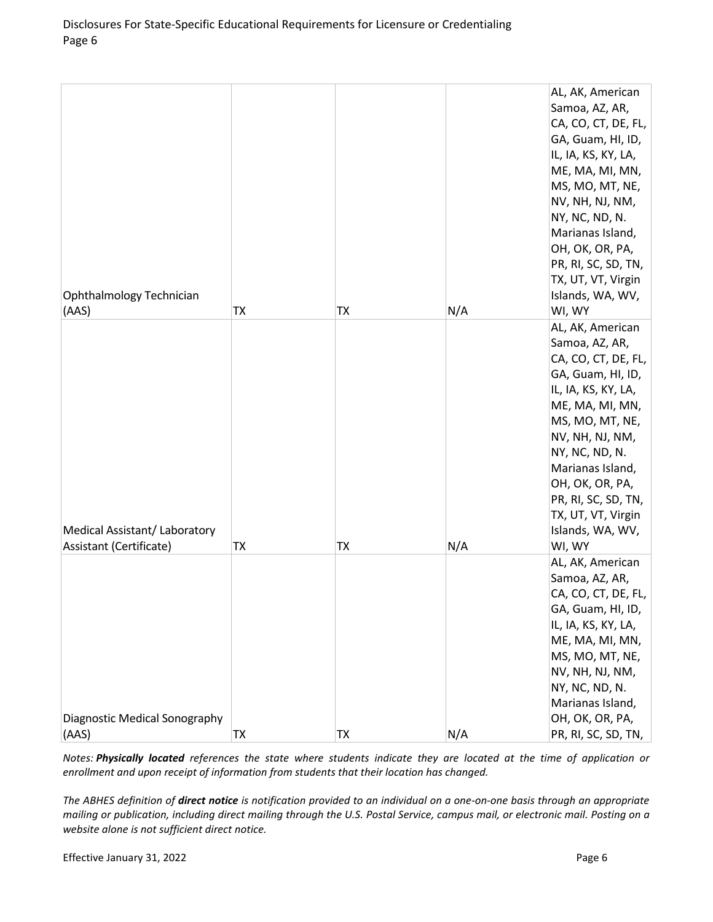| | | | | |
|---|---|---|---|---|
| Ophthalmology Technician (AAS) | TX | TX | N/A | AL, AK, American Samoa, AZ, AR, CA, CO, CT, DE, FL, GA, Guam, HI, ID, IL, IA, KS, KY, LA, ME, MA, MI, MN, MS, MO, MT, NE, NV, NH, NJ, NM, NY, NC, ND, N. Marianas Island, OH, OK, OR, PA, PR, RI, SC, SD, TN, TX, UT, VT, Virgin Islands, WA, WV, WI, WY |
| Medical Assistant/ Laboratory Assistant (Certificate) | TX | TX | N/A | AL, AK, American Samoa, AZ, AR, CA, CO, CT, DE, FL, GA, Guam, HI, ID, IL, IA, KS, KY, LA, ME, MA, MI, MN, MS, MO, MT, NE, NV, NH, NJ, NM, NY, NC, ND, N. Marianas Island, OH, OK, OR, PA, PR, RI, SC, SD, TN, TX, UT, VT, Virgin Islands, WA, WV, WI, WY |
| Diagnostic Medical Sonography (AAS) | TX | TX | N/A | AL, AK, American Samoa, AZ, AR, CA, CO, CT, DE, FL, GA, Guam, HI, ID, IL, IA, KS, KY, LA, ME, MA, MI, MN, MS, MO, MT, NE, NV, NH, NJ, NM, NY, NC, ND, N. Marianas Island, OH, OK, OR, PA, PR, RI, SC, SD, TN, |

*Notes: **Physically located** references the state where students indicate they are located at the time of application or enrollment and upon receipt of information from students that their location has changed.*

*The ABHES definition of **direct notice** is notification provided to an individual on a one-on-one basis through an appropriate mailing or publication, including direct mailing through the U.S. Postal Service, campus mail, or electronic mail. Posting on a website alone is not sufficient direct notice.*

Effective January 31, 2022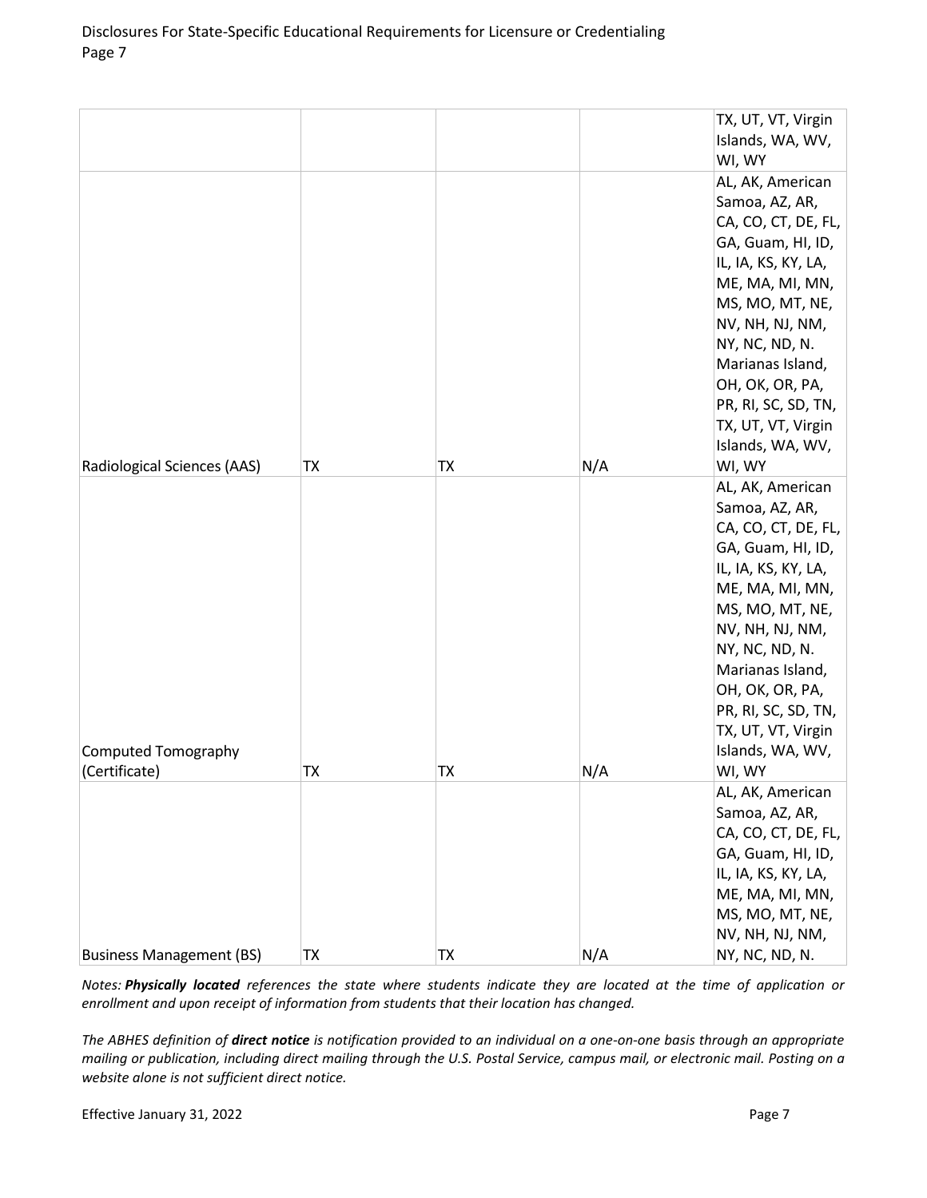| | | | | |
|---|---|---|---|---|
| | | | | TX, UT, VT, Virgin Islands, WA, WV, WI, WY |
| Radiological Sciences (AAS) | TX | TX | N/A | AL, AK, American Samoa, AZ, AR, CA, CO, CT, DE, FL, GA, Guam, HI, ID, IL, IA, KS, KY, LA, ME, MA, MI, MN, MS, MO, MT, NE, NV, NH, NJ, NM, NY, NC, ND, N. Marianas Island, OH, OK, OR, PA, PR, RI, SC, SD, TN, TX, UT, VT, Virgin Islands, WA, WV, WI, WY |
| Computed Tomography (Certificate) | TX | TX | N/A | AL, AK, American Samoa, AZ, AR, CA, CO, CT, DE, FL, GA, Guam, HI, ID, IL, IA, KS, KY, LA, ME, MA, MI, MN, MS, MO, MT, NE, NV, NH, NJ, NM, NY, NC, ND, N. Marianas Island, OH, OK, OR, PA, PR, RI, SC, SD, TN, TX, UT, VT, Virgin Islands, WA, WV, WI, WY |
| Business Management (BS) | TX | TX | N/A | AL, AK, American Samoa, AZ, AR, CA, CO, CT, DE, FL, GA, Guam, HI, ID, IL, IA, KS, KY, LA, ME, MA, MI, MN, MS, MO, MT, NE, NV, NH, NJ, NM, NY, NC, ND, N. |

*Notes: **Physically located** references the state where students indicate they are located at the time of application or enrollment and upon receipt of information from students that their location has changed.*

*The ABHES definition of **direct notice** is notification provided to an individual on a one-on-one basis through an appropriate mailing or publication, including direct mailing through the U.S. Postal Service, campus mail, or electronic mail. Posting on a website alone is not sufficient direct notice.*

Effective January 31, 2022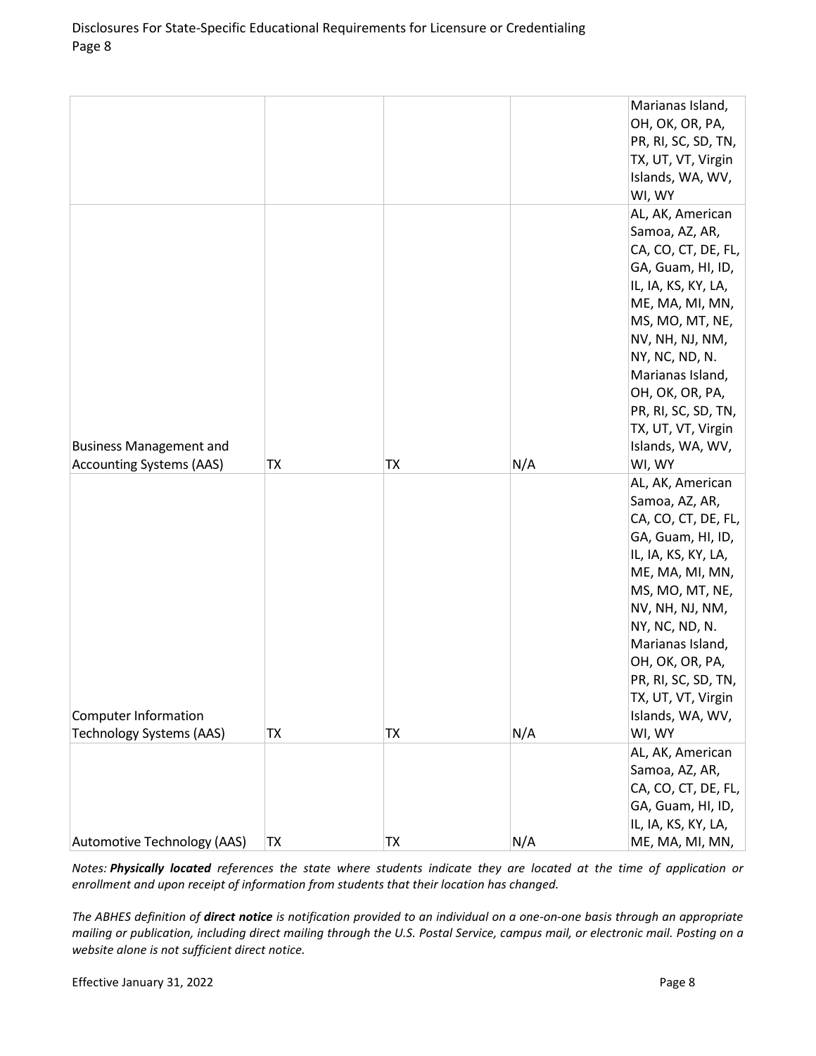| | | | | |
|---|---|---|---|---|
| | | | | Marianas Island, OH, OK, OR, PA, PR, RI, SC, SD, TN, TX, UT, VT, Virgin Islands, WA, WV, WI, WY |
| Business Management and Accounting Systems (AAS) | TX | TX | N/A | AL, AK, American Samoa, AZ, AR, CA, CO, CT, DE, FL, GA, Guam, HI, ID, IL, IA, KS, KY, LA, ME, MA, MI, MN, MS, MO, MT, NE, NV, NH, NJ, NM, NY, NC, ND, N. Marianas Island, OH, OK, OR, PA, PR, RI, SC, SD, TN, TX, UT, VT, Virgin Islands, WA, WV, WI, WY |
| Computer Information Technology Systems (AAS) | TX | TX | N/A | AL, AK, American Samoa, AZ, AR, CA, CO, CT, DE, FL, GA, Guam, HI, ID, IL, IA, KS, KY, LA, ME, MA, MI, MN, MS, MO, MT, NE, NV, NH, NJ, NM, NY, NC, ND, N. Marianas Island, OH, OK, OR, PA, PR, RI, SC, SD, TN, TX, UT, VT, Virgin Islands, WA, WV, WI, WY |
| Automotive Technology (AAS) | TX | TX | N/A | AL, AK, American Samoa, AZ, AR, CA, CO, CT, DE, FL, GA, Guam, HI, ID, IL, IA, KS, KY, LA, ME, MA, MI, MN, |

*Notes:* ***Physically located*** *references the state where students indicate they are located at the time of application or enrollment and upon receipt of information from students that their location has changed.*

*The ABHES definition of* ***direct notice*** *is notification provided to an individual on a one-on-one basis through an appropriate mailing or publication, including direct mailing through the U.S. Postal Service, campus mail, or electronic mail. Posting on a website alone is not sufficient direct notice.*

Effective January 31, 2022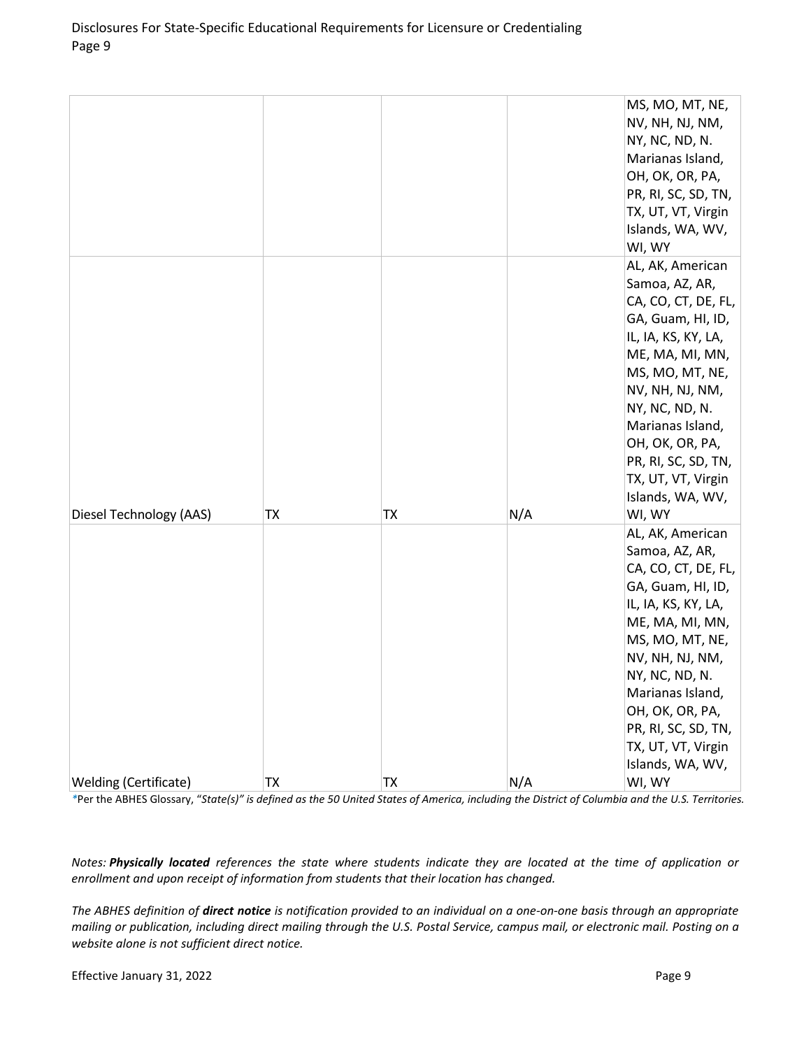| | | | | |
|---|---|---|---|---|
| | | | | MS, MO, MT, NE, NV, NH, NJ, NM, NY, NC, ND, N. Marianas Island, OH, OK, OR, PA, PR, RI, SC, SD, TN, TX, UT, VT, Virgin Islands, WA, WV, WI, WY |
| Diesel Technology (AAS) | TX | TX | N/A | AL, AK, American Samoa, AZ, AR, CA, CO, CT, DE, FL, GA, Guam, HI, ID, IL, IA, KS, KY, LA, ME, MA, MI, MN, MS, MO, MT, NE, NV, NH, NJ, NM, NY, NC, ND, N. Marianas Island, OH, OK, OR, PA, PR, RI, SC, SD, TN, TX, UT, VT, Virgin Islands, WA, WV, WI, WY |
| Welding (Certificate) | TX | TX | N/A | AL, AK, American Samoa, AZ, AR, CA, CO, CT, DE, FL, GA, Guam, HI, ID, IL, IA, KS, KY, LA, ME, MA, MI, MN, MS, MO, MT, NE, NV, NH, NJ, NM, NY, NC, ND, N. Marianas Island, OH, OK, OR, PA, PR, RI, SC, SD, TN, TX, UT, VT, Virgin Islands, WA, WV, WI, WY |

*Per the ABHES Glossary, "*State(s)" is defined as the 50 United States of America, including the District of Columbia and the U.S. Territories.*

*Notes:* ***Physically located*** *references the state where students indicate they are located at the time of application or enrollment and upon receipt of information from students that their location has changed.*

*The ABHES definition of* ***direct notice*** *is notification provided to an individual on a one-on-one basis through an appropriate mailing or publication, including direct mailing through the U.S. Postal Service, campus mail, or electronic mail. Posting on a website alone is not sufficient direct notice.*

Effective January 31, 2022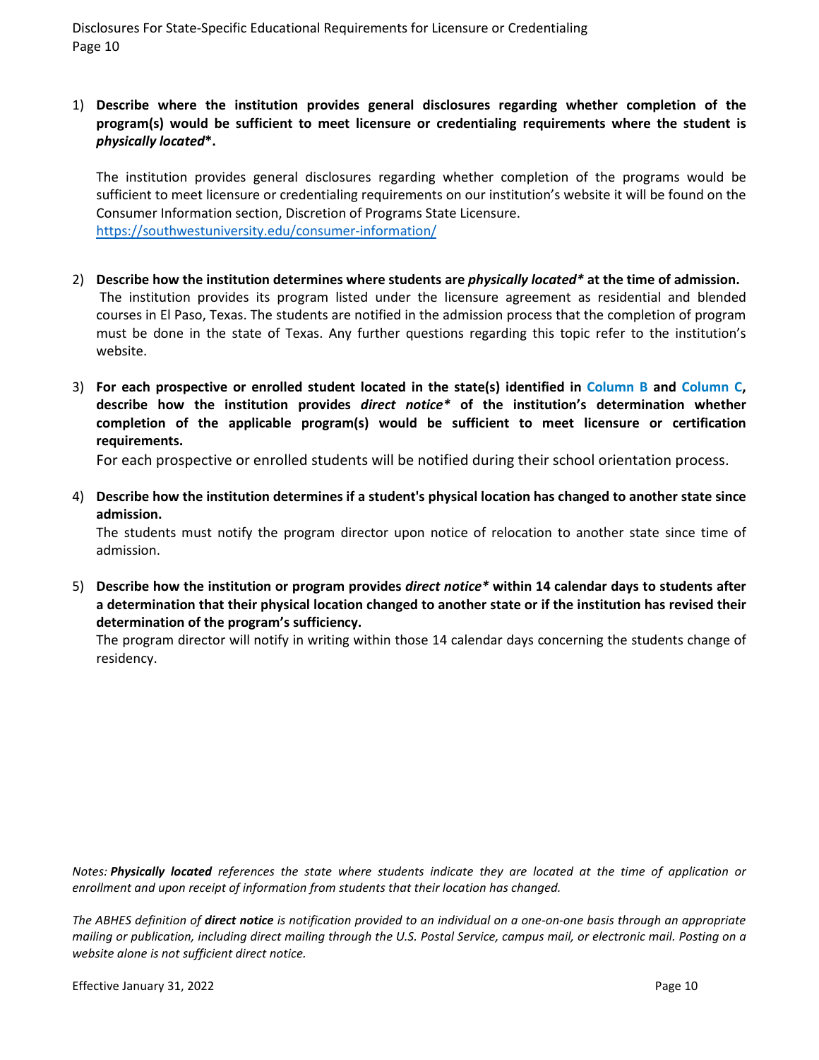1) **Describe where the institution provides general disclosures regarding whether completion of the program(s) would be sufficient to meet licensure or credentialing requirements where the student is *physically located****.**

   The institution provides general disclosures regarding whether completion of the programs would be sufficient to meet licensure or credentialing requirements on our institution's website it will be found on the Consumer Information section, Discretion of Programs State Licensure. https://southwestuniversity.edu/consumer-information/

2) **Describe how the institution determines where students are *physically located** at the time of admission.**
   The institution provides its program listed under the licensure agreement as residential and blended courses in El Paso, Texas. The students are notified in the admission process that the completion of program must be done in the state of Texas. Any further questions regarding this topic refer to the institution's website.

3) **For each prospective or enrolled student located in the state(s) identified in Column B and Column C, describe how the institution provides *direct notice** of the institution's determination whether completion of the applicable program(s) would be sufficient to meet licensure or certification requirements.**
   For each prospective or enrolled students will be notified during their school orientation process.

4) **Describe how the institution determines if a student's physical location has changed to another state since admission.**
   The students must notify the program director upon notice of relocation to another state since time of admission.

5) **Describe how the institution or program provides *direct notice** within 14 calendar days to students after a determination that their physical location changed to another state or if the institution has revised their determination of the program's sufficiency.**
   The program director will notify in writing within those 14 calendar days concerning the students change of residency.

*Notes: **Physically located** references the state where students indicate they are located at the time of application or enrollment and upon receipt of information from students that their location has changed.*

*The ABHES definition of **direct notice** is notification provided to an individual on a one-on-one basis through an appropriate mailing or publication, including direct mailing through the U.S. Postal Service, campus mail, or electronic mail. Posting on a website alone is not sufficient direct notice.*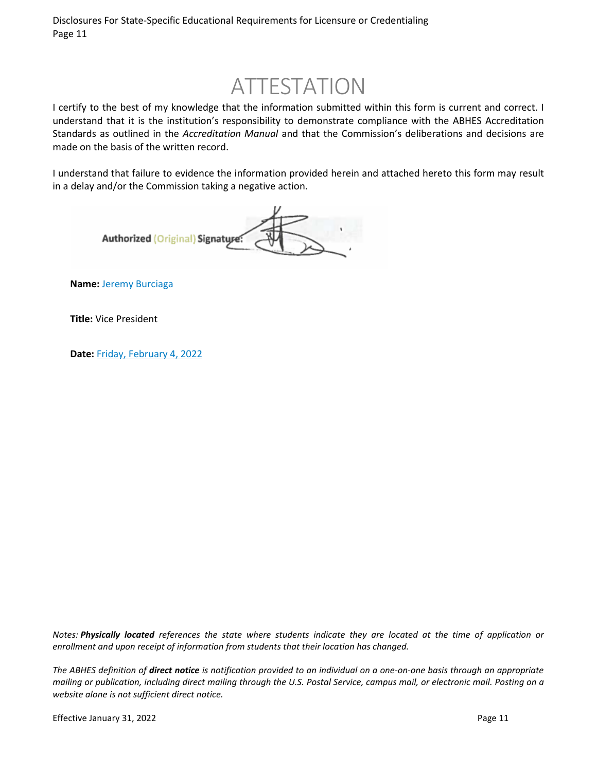# ATTESTATION

I certify to the best of my knowledge that the information submitted within this form is current and correct. I understand that it is the institution's responsibility to demonstrate compliance with the ABHES Accreditation Standards as outlined in the *Accreditation Manual* and that the Commission's deliberations and decisions are made on the basis of the written record.

I understand that failure to evidence the information provided herein and attached hereto this form may result in a delay and/or the Commission taking a negative action.

**Authorized (Original) Signature:**

**Name:** Jeremy Burciaga

**Title:** Vice President

**Date:** Friday, February 4, 2022

*Notes:* ***Physically located*** *references the state where students indicate they are located at the time of application or enrollment and upon receipt of information from students that their location has changed.*

*The ABHES definition of* ***direct notice*** *is notification provided to an individual on a one-on-one basis through an appropriate mailing or publication, including direct mailing through the U.S. Postal Service, campus mail, or electronic mail. Posting on a website alone is not sufficient direct notice.*

Effective January 31, 2022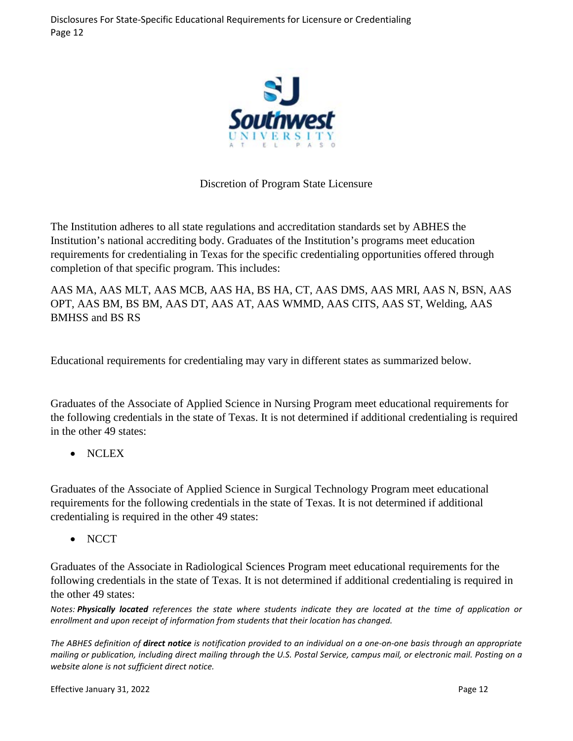Discretion of Program State Licensure

The Institution adheres to all state regulations and accreditation standards set by ABHES the Institution's national accrediting body. Graduates of the Institution's programs meet education requirements for credentialing in Texas for the specific credentialing opportunities offered through completion of that specific program. This includes:

AAS MA, AAS MLT, AAS MCB, AAS HA, BS HA, CT, AAS DMS, AAS MRI, AAS N, BSN, AAS OPT, AAS BM, BS BM, AAS DT, AAS AT, AAS WMMD, AAS CITS, AAS ST, Welding, AAS BMHSS and BS RS

Educational requirements for credentialing may vary in different states as summarized below.

Graduates of the Associate of Applied Science in Nursing Program meet educational requirements for the following credentials in the state of Texas. It is not determined if additional credentialing is required in the other 49 states:

- NCLEX

Graduates of the Associate of Applied Science in Surgical Technology Program meet educational requirements for the following credentials in the state of Texas. It is not determined if additional credentialing is required in the other 49 states:

- NCCT

Graduates of the Associate in Radiological Sciences Program meet educational requirements for the following credentials in the state of Texas. It is not determined if additional credentialing is required in the other 49 states:

*Notes: **Physically located** references the state where students indicate they are located at the time of application or enrollment and upon receipt of information from students that their location has changed.*

*The ABHES definition of **direct notice** is notification provided to an individual on a one-on-one basis through an appropriate mailing or publication, including direct mailing through the U.S. Postal Service, campus mail, or electronic mail. Posting on a website alone is not sufficient direct notice.*

Effective January 31, 2022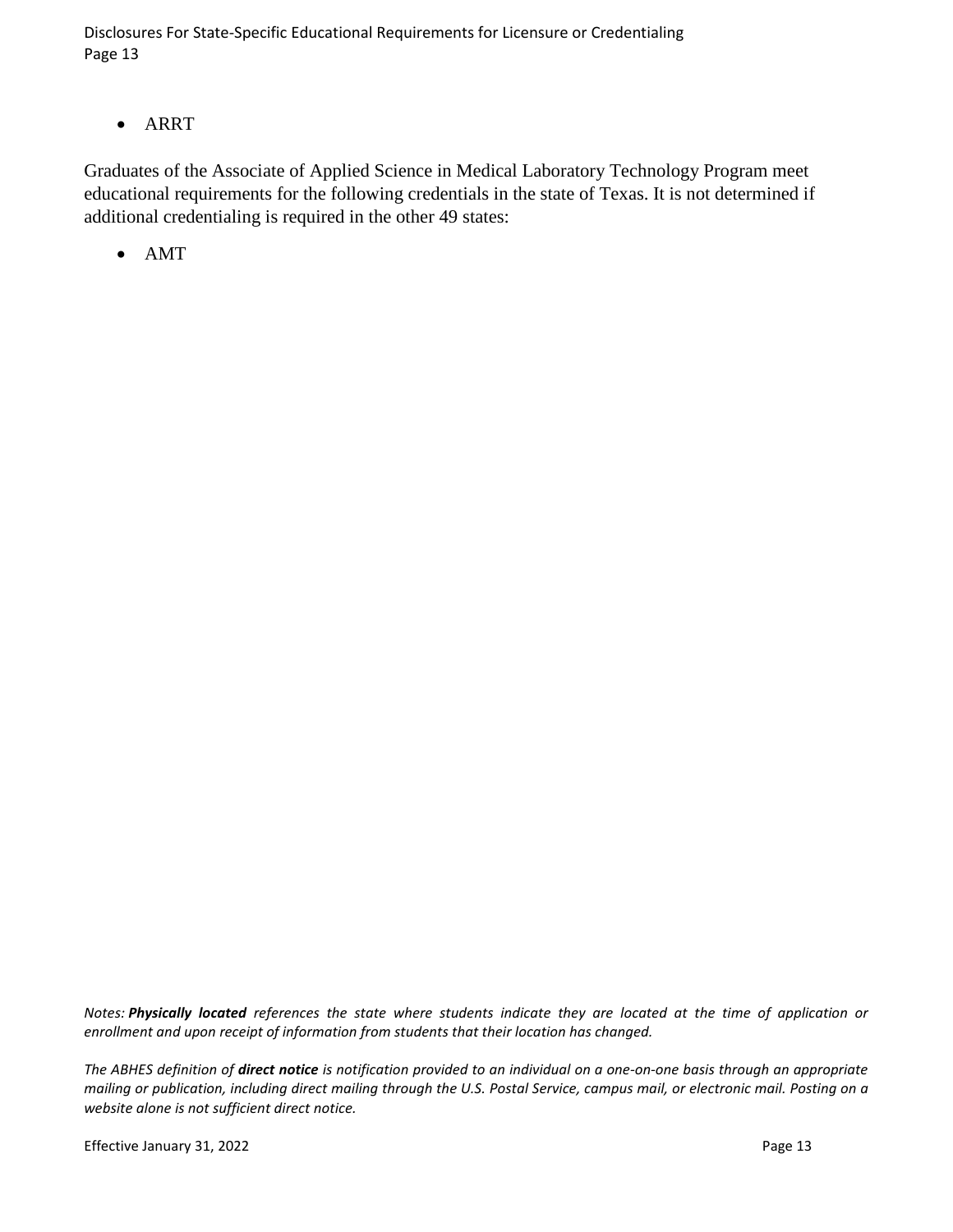- ARRT

Graduates of the Associate of Applied Science in Medical Laboratory Technology Program meet educational requirements for the following credentials in the state of Texas. It is not determined if additional credentialing is required in the other 49 states:

- AMT

*Notes: **Physically located** references the state where students indicate they are located at the time of application or enrollment and upon receipt of information from students that their location has changed.*

*The ABHES definition of **direct notice** is notification provided to an individual on a one-on-one basis through an appropriate mailing or publication, including direct mailing through the U.S. Postal Service, campus mail, or electronic mail. Posting on a website alone is not sufficient direct notice.*

Effective January 31, 2022